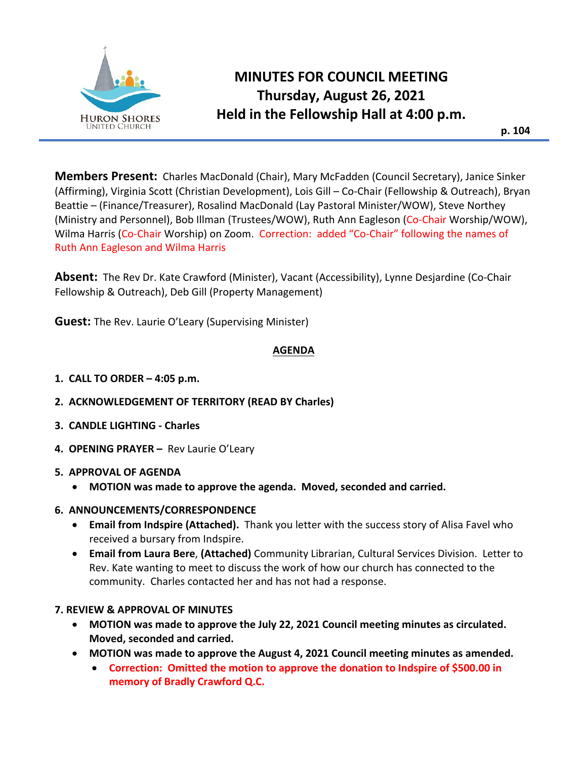# MINUTES FOR COUNCIL MEETING
## Thursday, August 26, 2021
## Held in the Fellowship Hall at 4:00 p.m.

**p. 104**

**Members Present:** Charles MacDonald (Chair), Mary McFadden (Council Secretary), Janice Sinker (Affirming), Virginia Scott (Christian Development), Lois Gill – Co-Chair (Fellowship & Outreach), Bryan Beattie – (Finance/Treasurer), Rosalind MacDonald (Lay Pastoral Minister/WOW), Steve Northey (Ministry and Personnel), Bob Illman (Trustees/WOW), Ruth Ann Eagleson (Co-Chair Worship/WOW), Wilma Harris (Co-Chair Worship) on Zoom. Correction: added "Co-Chair" following the names of Ruth Ann Eagleson and Wilma Harris

**Absent:** The Rev Dr. Kate Crawford (Minister), Vacant (Accessibility), Lynne Desjardine (Co-Chair Fellowship & Outreach), Deb Gill (Property Management)

**Guest:** The Rev. Laurie O'Leary (Supervising Minister)

**AGENDA**

1. **CALL TO ORDER – 4:05 p.m.**
2. **ACKNOWLEDGEMENT OF TERRITORY (READ BY Charles)**
3. **CANDLE LIGHTING - Charles**
4. **OPENING PRAYER –** Rev Laurie O'Leary
5. **APPROVAL OF AGENDA**
   - **MOTION was made to approve the agenda. Moved, seconded and carried.**
6. **ANNOUNCEMENTS/CORRESPONDENCE**
   - **Email from Indspire (Attached).** Thank you letter with the success story of Alisa Favel who received a bursary from Indspire.
   - **Email from Laura Bere**, **(Attached)** Community Librarian, Cultural Services Division. Letter to Rev. Kate wanting to meet to discuss the work of how our church has connected to the community. Charles contacted her and has not had a response.

**7. REVIEW & APPROVAL OF MINUTES**
   - **MOTION was made to approve the July 22, 2021 Council meeting minutes as circulated. Moved, seconded and carried.**
   - **MOTION was made to approve the August 4, 2021 Council meeting minutes as amended.**
     - **Correction: Omitted the motion to approve the donation to Indspire of $500.00 in memory of Bradly Crawford Q.C.**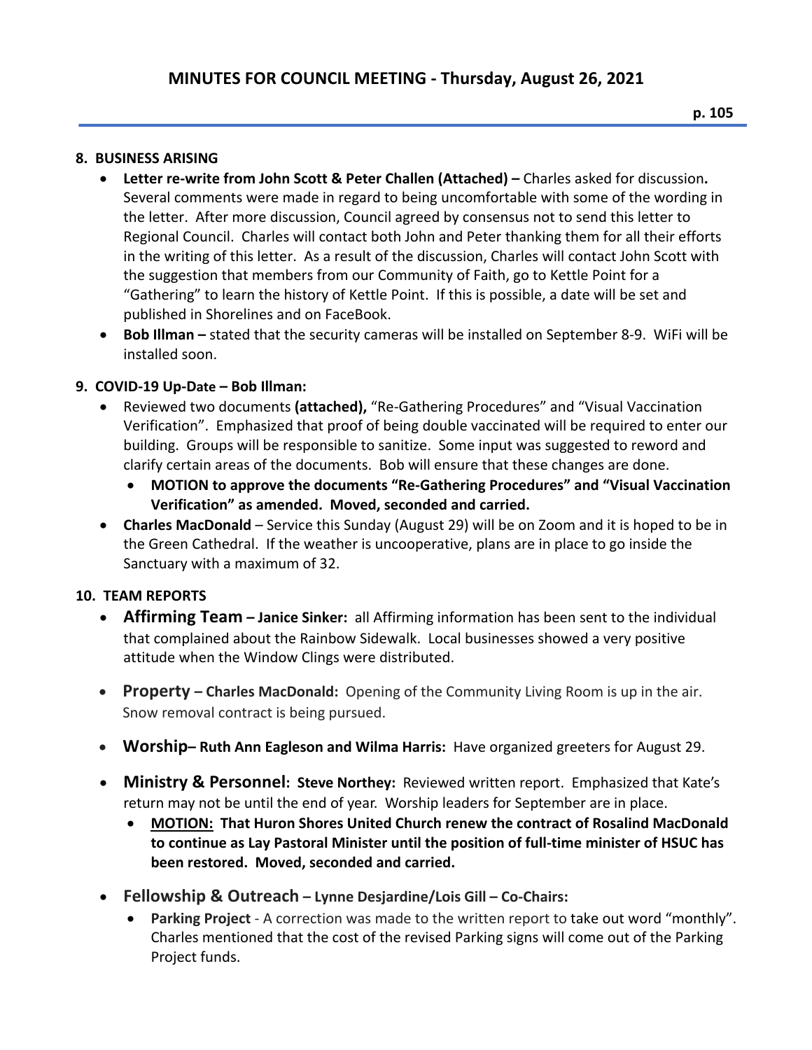# MINUTES FOR COUNCIL MEETING - Thursday, August 26, 2021

## 8. BUSINESS ARISING

- **Letter re-write from John Scott & Peter Challen (Attached) –** Charles asked for discussion**.** Several comments were made in regard to being uncomfortable with some of the wording in the letter. After more discussion, Council agreed by consensus not to send this letter to Regional Council. Charles will contact both John and Peter thanking them for all their efforts in the writing of this letter. As a result of the discussion, Charles will contact John Scott with the suggestion that members from our Community of Faith, go to Kettle Point for a "Gathering" to learn the history of Kettle Point. If this is possible, a date will be set and published in Shorelines and on FaceBook.
- **Bob Illman –** stated that the security cameras will be installed on September 8-9. WiFi will be installed soon.

## 9. COVID-19 Up-Date – Bob Illman:

- Reviewed two documents **(attached),** "Re-Gathering Procedures" and "Visual Vaccination Verification". Emphasized that proof of being double vaccinated will be required to enter our building. Groups will be responsible to sanitize. Some input was suggested to reword and clarify certain areas of the documents. Bob will ensure that these changes are done.
  - **MOTION to approve the documents "Re-Gathering Procedures" and "Visual Vaccination Verification" as amended. Moved, seconded and carried.**
- **Charles MacDonald** – Service this Sunday (August 29) will be on Zoom and it is hoped to be in the Green Cathedral. If the weather is uncooperative, plans are in place to go inside the Sanctuary with a maximum of 32.

## 10. TEAM REPORTS

- **Affirming Team – Janice Sinker:** all Affirming information has been sent to the individual that complained about the Rainbow Sidewalk. Local businesses showed a very positive attitude when the Window Clings were distributed.
- **Property – Charles MacDonald:** Opening of the Community Living Room is up in the air. Snow removal contract is being pursued.
- **Worship– Ruth Ann Eagleson and Wilma Harris:** Have organized greeters for August 29.
- **Ministry & Personnel: Steve Northey:** Reviewed written report. Emphasized that Kate's return may not be until the end of year. Worship leaders for September are in place.
  - **MOTION: That Huron Shores United Church renew the contract of Rosalind MacDonald to continue as Lay Pastoral Minister until the position of full-time minister of HSUC has been restored. Moved, seconded and carried.**
- **Fellowship & Outreach – Lynne Desjardine/Lois Gill – Co-Chairs:**
  - **Parking Project** - A correction was made to the written report to take out word "monthly". Charles mentioned that the cost of the revised Parking signs will come out of the Parking Project funds.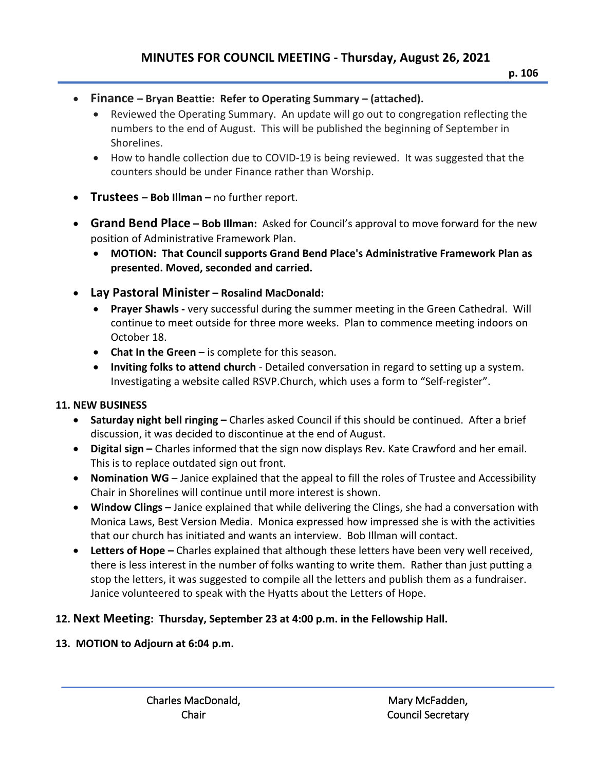- **Finance – Bryan Beattie: Refer to Operating Summary – (attached).**
  - Reviewed the Operating Summary. An update will go out to congregation reflecting the numbers to the end of August. This will be published the beginning of September in Shorelines.
  - How to handle collection due to COVID-19 is being reviewed. It was suggested that the counters should be under Finance rather than Worship.
- **Trustees – Bob Illman –** no further report.
- **Grand Bend Place – Bob Illman:** Asked for Council's approval to move forward for the new position of Administrative Framework Plan.
  - **MOTION: That Council supports Grand Bend Place's Administrative Framework Plan as presented. Moved, seconded and carried.**
- **Lay Pastoral Minister – Rosalind MacDonald:**
  - **Prayer Shawls -** very successful during the summer meeting in the Green Cathedral. Will continue to meet outside for three more weeks. Plan to commence meeting indoors on October 18.
  - **Chat In the Green** – is complete for this season.
  - **Inviting folks to attend church** - Detailed conversation in regard to setting up a system. Investigating a website called RSVP.Church, which uses a form to "Self-register".

**11. NEW BUSINESS**

- **Saturday night bell ringing –** Charles asked Council if this should be continued. After a brief discussion, it was decided to discontinue at the end of August.
- **Digital sign –** Charles informed that the sign now displays Rev. Kate Crawford and her email. This is to replace outdated sign out front.
- **Nomination WG** – Janice explained that the appeal to fill the roles of Trustee and Accessibility Chair in Shorelines will continue until more interest is shown.
- **Window Clings –** Janice explained that while delivering the Clings, she had a conversation with Monica Laws, Best Version Media. Monica expressed how impressed she is with the activities that our church has initiated and wants an interview. Bob Illman will contact.
- **Letters of Hope –** Charles explained that although these letters have been very well received, there is less interest in the number of folks wanting to write them. Rather than just putting a stop the letters, it was suggested to compile all the letters and publish them as a fundraiser. Janice volunteered to speak with the Hyatts about the Letters of Hope.

**12. Next Meeting: Thursday, September 23 at 4:00 p.m. in the Fellowship Hall.**

**13. MOTION to Adjourn at 6:04 p.m.**

Charles MacDonald,
Chair

Mary McFadden,
Council Secretary